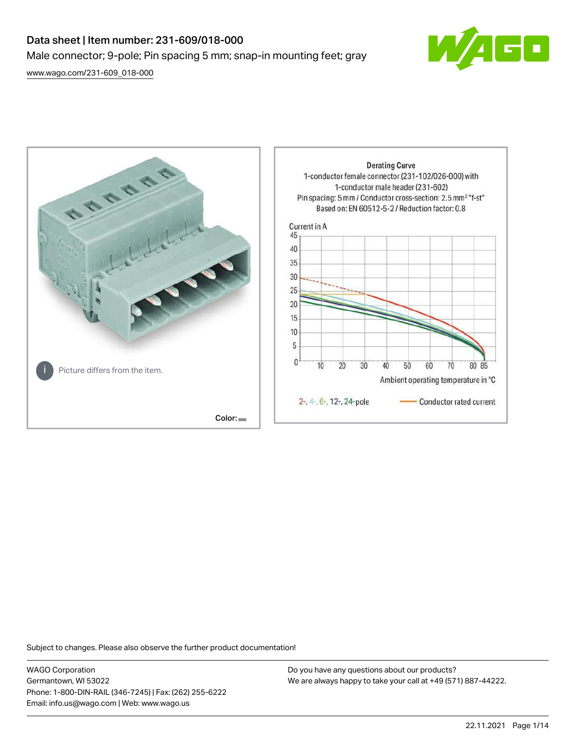# Data sheet | Item number: 231-609/018-000

Male connector; 9-pole; Pin spacing 5 mm; snap-in mounting feet; gray

[www.wago.com/231-609_018-000](www.wago.com/231-609_018-000)

Picture differs from the item.

Color:

Derating Curve
1-conductor female connector (231-102/026-000) with
1-conductor male header (231-602)
Pin spacing: 5 mm / Conductor cross-section: 2.5 mm² "f-st"
Based on: EN 60512-5-2 / Reduction factor: 0.8

Current in A

Ambient operating temperature in °C

2-, 4-, 6-, 12-, 24-pole — Conductor rated current

Subject to changes. Please also observe the further product documentation!

WAGO Corporation
Germantown, WI 53022
Phone: 1-800-DIN-RAIL (346-7245) | Fax: (262) 255-6222
Email: info.us@wago.com | Web: www.wago.us

Do you have any questions about our products?
We are always happy to take your call at +49 (571) 887-44222.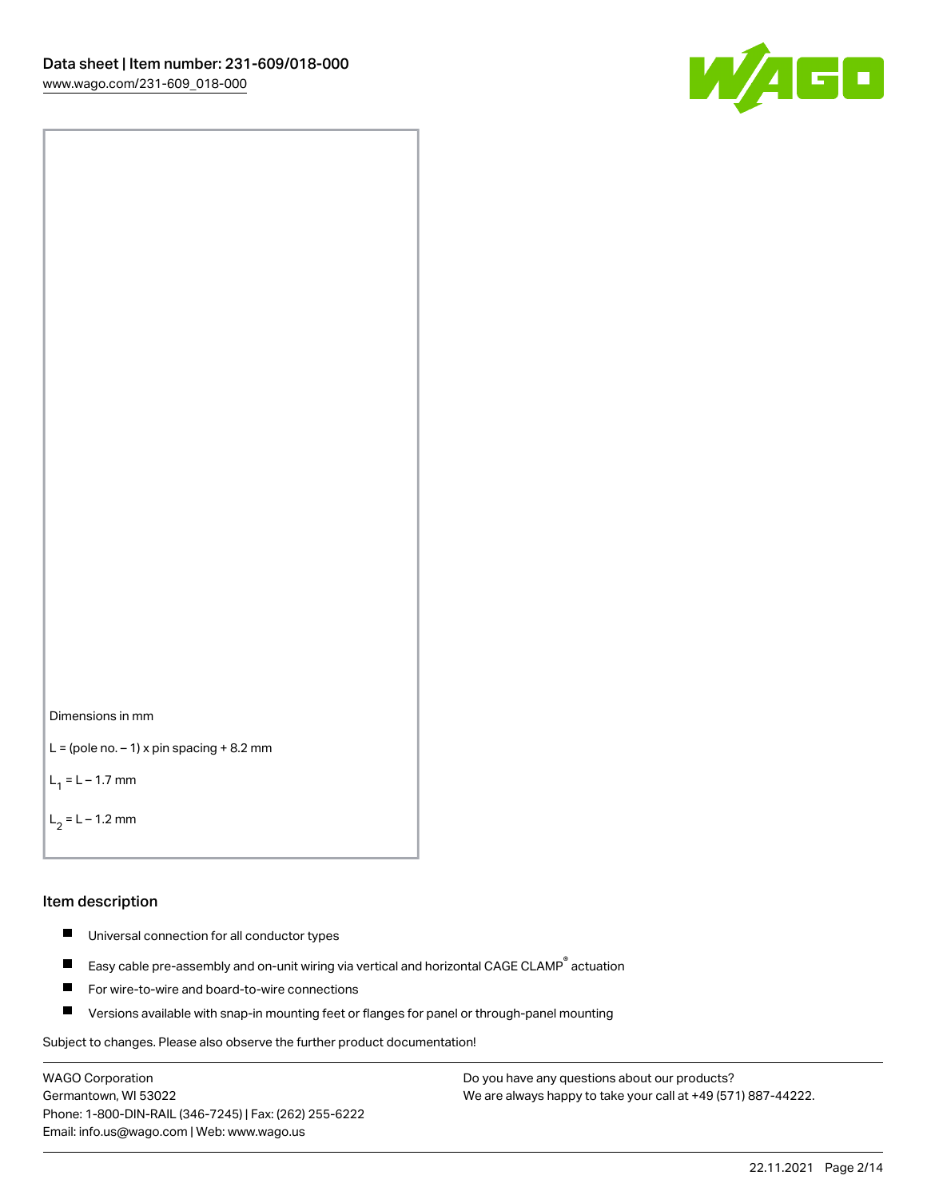Dimensions in mm

L = (pole no. – 1) x pin spacing + 8.2 mm

$L_1$ = L – 1.7 mm

$L_2$ = L – 1.2 mm

## Item description

- Universal connection for all conductor types
- Easy cable pre-assembly and on-unit wiring via vertical and horizontal CAGE CLAMP® actuation
- For wire-to-wire and board-to-wire connections
- Versions available with snap-in mounting feet or flanges for panel or through-panel mounting

Subject to changes. Please also observe the further product documentation!

WAGO Corporation
Germantown, WI 53022
Phone: 1-800-DIN-RAIL (346-7245) | Fax: (262) 255-6222
Email: info.us@wago.com | Web: www.wago.us

Do you have any questions about our products?
We are always happy to take your call at +49 (571) 887-44222.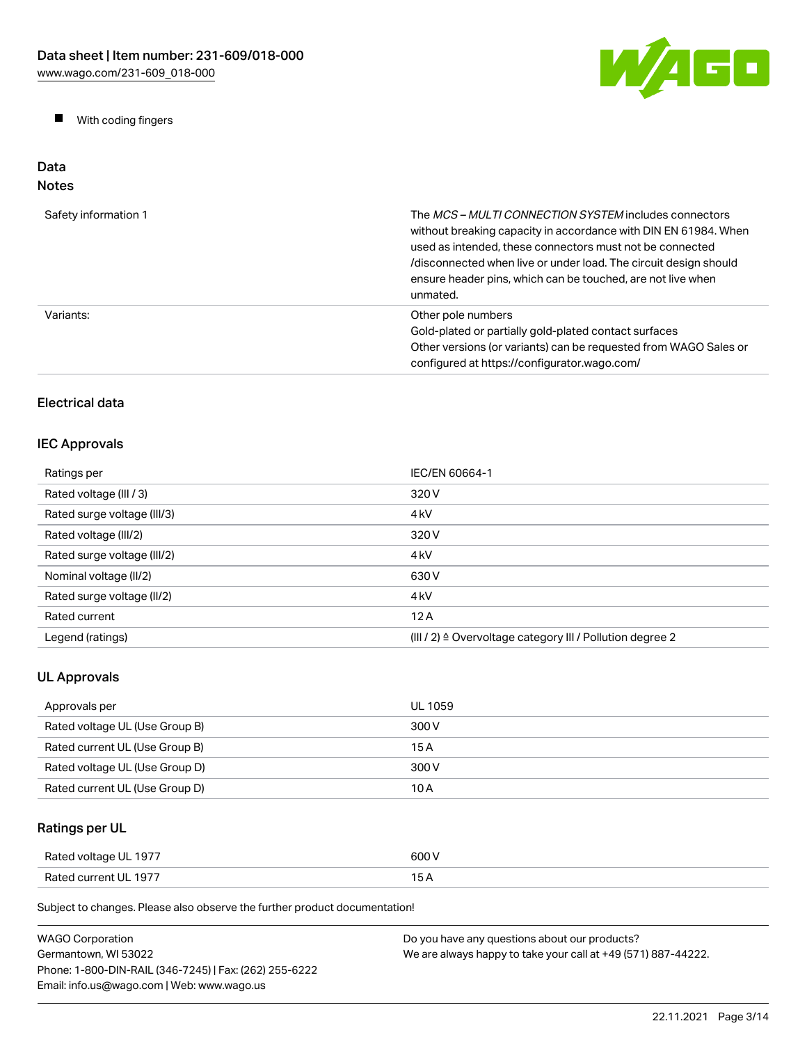- With coding fingers

## Data

### Notes

| | |
|---|---|
| Safety information 1 | The *MCS – MULTI CONNECTION SYSTEM* includes connectors without breaking capacity in accordance with DIN EN 61984. When used as intended, these connectors must not be connected /disconnected when live or under load. The circuit design should ensure header pins, which can be touched, are not live when unmated. |
| Variants: | Other pole numbers<br>Gold-plated or partially gold-plated contact surfaces<br>Other versions (or variants) can be requested from WAGO Sales or configured at https://configurator.wago.com/ |

### Electrical data

### IEC Approvals

| | |
|---|---|
| Ratings per | IEC/EN 60664-1 |
| Rated voltage (III / 3) | 320 V |
| Rated surge voltage (III/3) | 4 kV |
| Rated voltage (III/2) | 320 V |
| Rated surge voltage (III/2) | 4 kV |
| Nominal voltage (II/2) | 630 V |
| Rated surge voltage (II/2) | 4 kV |
| Rated current | 12 A |
| Legend (ratings) | (III / 2) ≙ Overvoltage category III / Pollution degree 2 |

### UL Approvals

| | |
|---|---|
| Approvals per | UL 1059 |
| Rated voltage UL (Use Group B) | 300 V |
| Rated current UL (Use Group B) | 15 A |
| Rated voltage UL (Use Group D) | 300 V |
| Rated current UL (Use Group D) | 10 A |

### Ratings per UL

| | |
|---|---|
| Rated voltage UL 1977 | 600 V |
| Rated current UL 1977 | 15 A |

Subject to changes. Please also observe the further product documentation!

WAGO Corporation
Germantown, WI 53022
Phone: 1-800-DIN-RAIL (346-7245) | Fax: (262) 255-6222
Email: info.us@wago.com | Web: www.wago.us

Do you have any questions about our products?
We are always happy to take your call at +49 (571) 887-44222.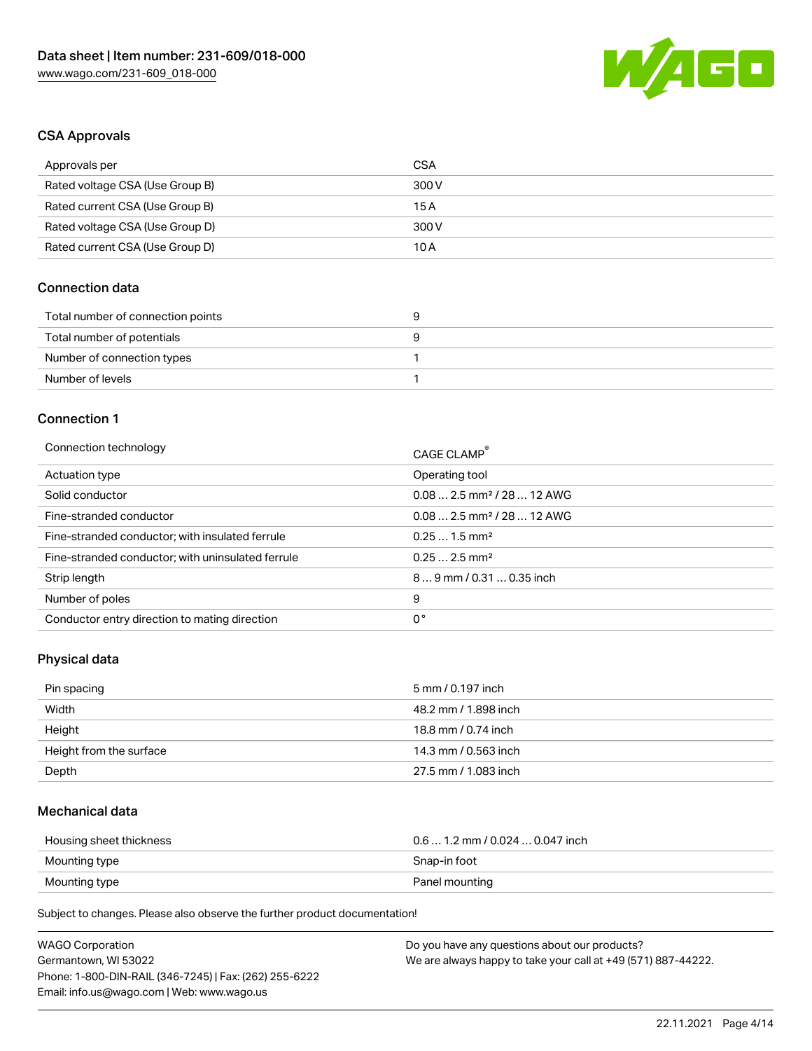## CSA Approvals

| Approvals per | CSA |
| --- | --- |
| Rated voltage CSA (Use Group B) | 300 V |
| Rated current CSA (Use Group B) | 15 A |
| Rated voltage CSA (Use Group D) | 300 V |
| Rated current CSA (Use Group D) | 10 A |

## Connection data

| Total number of connection points | 9 |
| --- | --- |
| Total number of potentials | 9 |
| Number of connection types | 1 |
| Number of levels | 1 |

## Connection 1

| Connection technology | CAGE CLAMP® |
| --- | --- |
| Actuation type | Operating tool |
| Solid conductor | 0.08 … 2.5 mm² / 28 … 12 AWG |
| Fine-stranded conductor | 0.08 … 2.5 mm² / 28 … 12 AWG |
| Fine-stranded conductor; with insulated ferrule | 0.25 … 1.5 mm² |
| Fine-stranded conductor; with uninsulated ferrule | 0.25 … 2.5 mm² |
| Strip length | 8 … 9 mm / 0.31 … 0.35 inch |
| Number of poles | 9 |
| Conductor entry direction to mating direction | 0 ° |

## Physical data

| Pin spacing | 5 mm / 0.197 inch |
| --- | --- |
| Width | 48.2 mm / 1.898 inch |
| Height | 18.8 mm / 0.74 inch |
| Height from the surface | 14.3 mm / 0.563 inch |
| Depth | 27.5 mm / 1.083 inch |

## Mechanical data

| Housing sheet thickness | 0.6 … 1.2 mm / 0.024 … 0.047 inch |
| --- | --- |
| Mounting type | Snap-in foot |
| Mounting type | Panel mounting |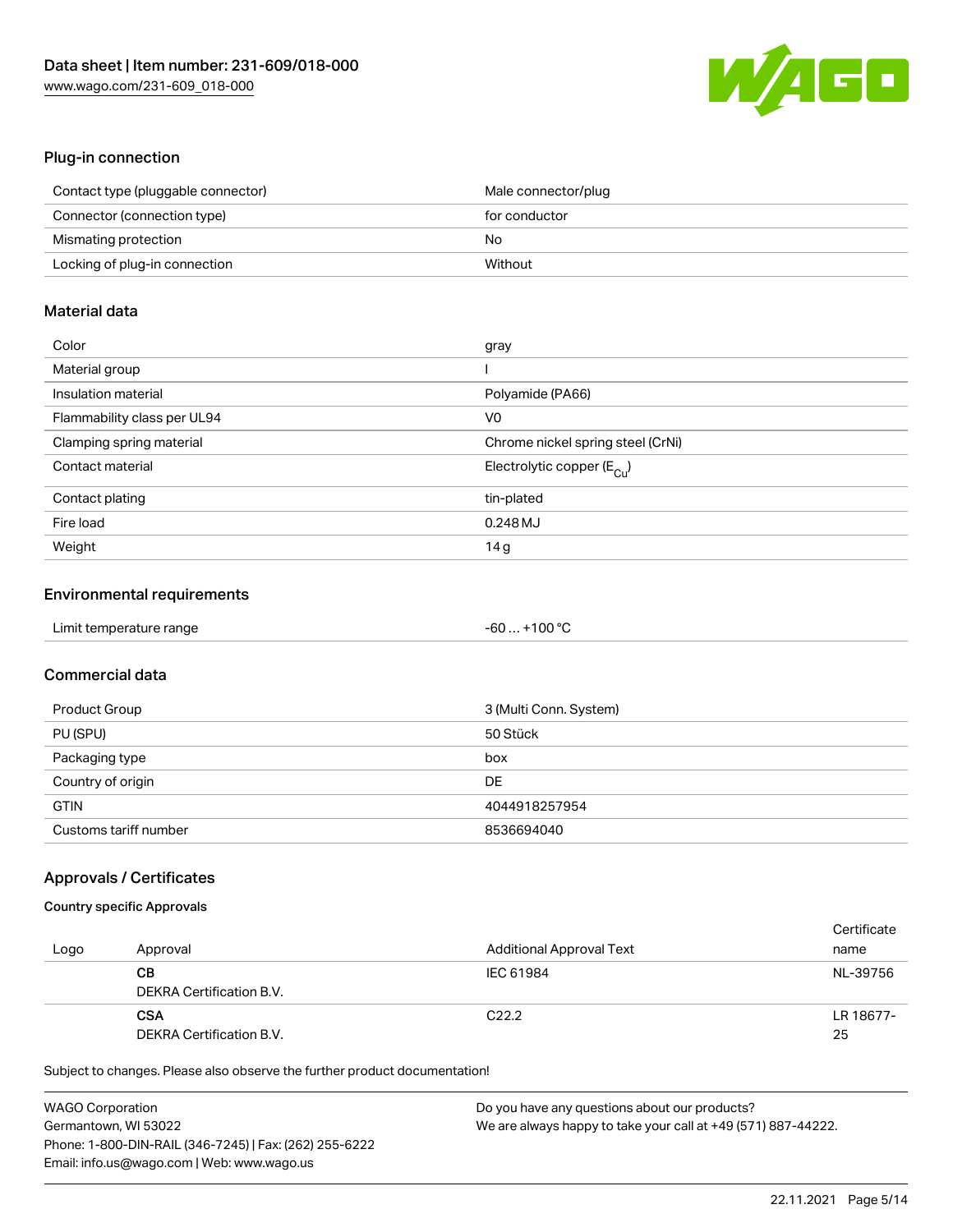## Plug-in connection

| | |
|---|---|
| Contact type (pluggable connector) | Male connector/plug |
| Connector (connection type) | for conductor |
| Mismating protection | No |
| Locking of plug-in connection | Without |

## Material data

| | |
|---|---|
| Color | gray |
| Material group | I |
| Insulation material | Polyamide (PA66) |
| Flammability class per UL94 | V0 |
| Clamping spring material | Chrome nickel spring steel (CrNi) |
| Contact material | Electrolytic copper ($E_{Cu}$) |
| Contact plating | tin-plated |
| Fire load | 0.248 MJ |
| Weight | 14 g |

## Environmental requirements

| | |
|---|---|
| Limit temperature range | -60 … +100 °C |

## Commercial data

| | |
|---|---|
| Product Group | 3 (Multi Conn. System) |
| PU (SPU) | 50 Stück |
| Packaging type | box |
| Country of origin | DE |
| GTIN | 4044918257954 |
| Customs tariff number | 8536694040 |

## Approvals / Certificates

### Country specific Approvals

| Logo | Approval | Additional Approval Text | Certificate name |
|---|---|---|---|
| | **CB** DEKRA Certification B.V. | IEC 61984 | NL-39756 |
| | **CSA** DEKRA Certification B.V. | C22.2 | LR 18677-25 |

Subject to changes. Please also observe the further product documentation!

WAGO Corporation
Germantown, WI 53022
Phone: 1-800-DIN-RAIL (346-7245) | Fax: (262) 255-6222
Email: info.us@wago.com | Web: www.wago.us

Do you have any questions about our products?
We are always happy to take your call at +49 (571) 887-44222.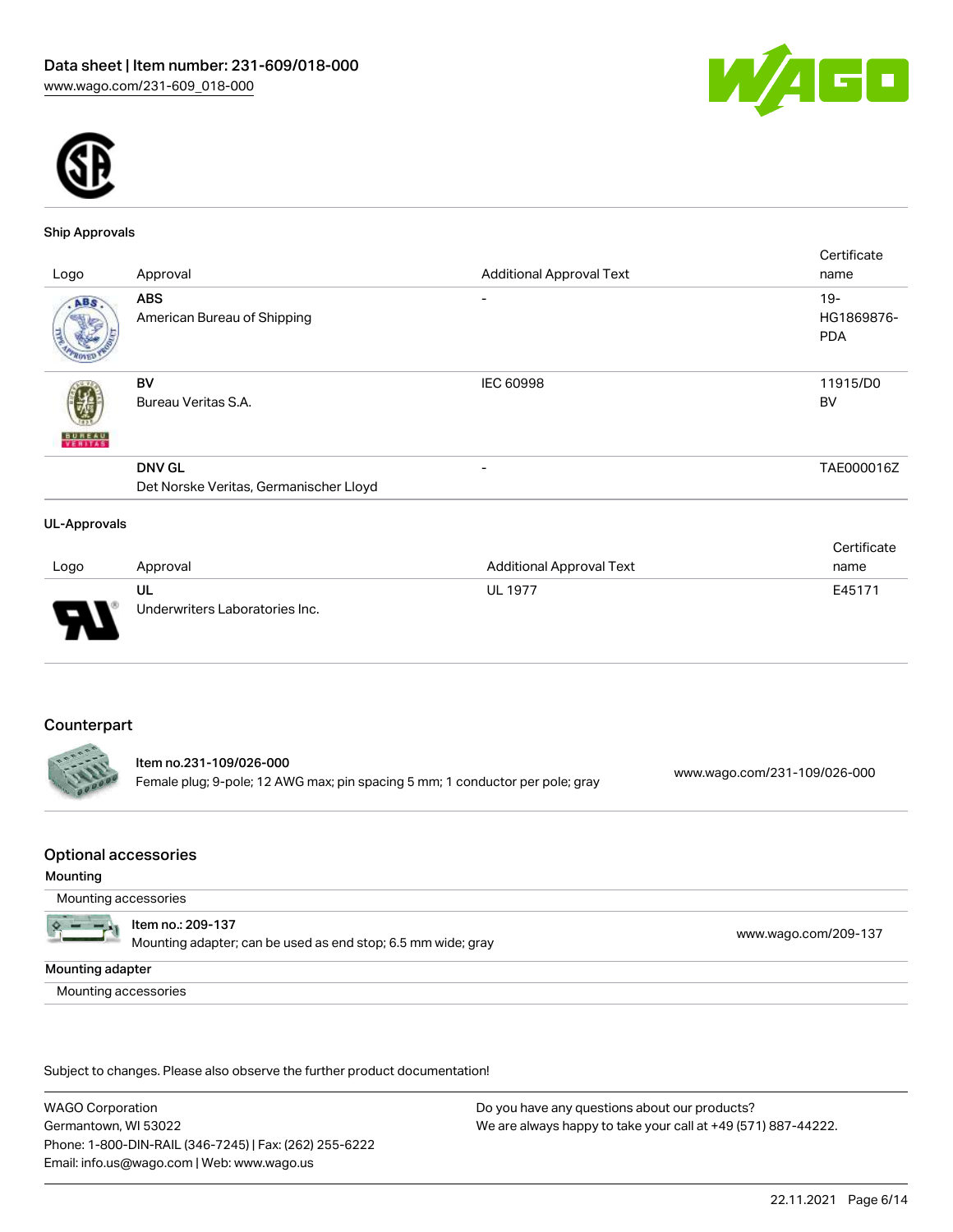## Ship Approvals

| Logo | Approval | Additional Approval Text | Certificate name |
|---|---|---|---|
| | **ABS**<br>American Bureau of Shipping | - | 19-HG1869876-PDA |
| | **BV**<br>Bureau Veritas S.A. | IEC 60998 | 11915/D0 BV |
| | **DNV GL**<br>Det Norske Veritas, Germanischer Lloyd | - | TAE000016Z |

## UL-Approvals

| Logo | Approval | Additional Approval Text | Certificate name |
|---|---|---|---|
| | **UL**<br>Underwriters Laboratories Inc. | UL 1977 | E45171 |

## Counterpart

Item no.231-109/026-000
Female plug; 9-pole; 12 AWG max; pin spacing 5 mm; 1 conductor per pole; gray
www.wago.com/231-109/026-000

## Optional accessories

### Mounting

Mounting accessories

Item no.: 209-137
Mounting adapter; can be used as end stop; 6.5 mm wide; gray
www.wago.com/209-137

### Mounting adapter

Mounting accessories

Subject to changes. Please also observe the further product documentation!

WAGO Corporation
Germantown, WI 53022
Phone: 1-800-DIN-RAIL (346-7245) | Fax: (262) 255-6222
Email: info.us@wago.com | Web: www.wago.us

Do you have any questions about our products?
We are always happy to take your call at +49 (571) 887-44222.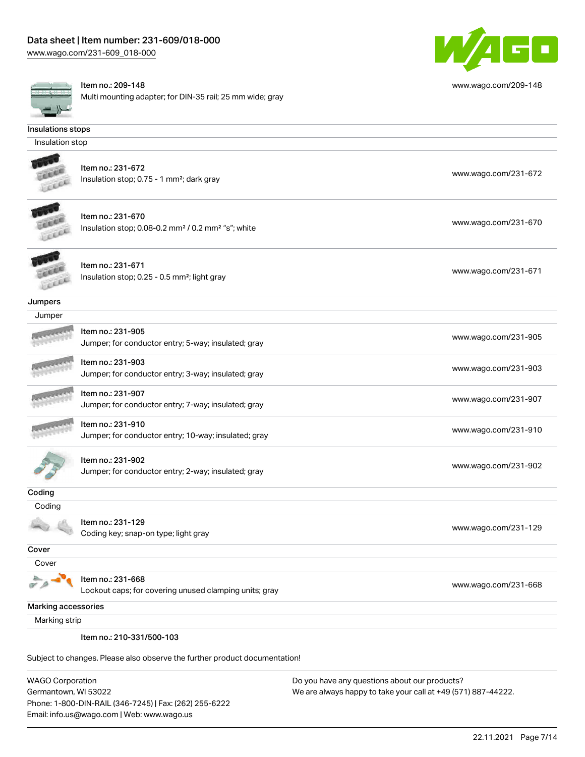Item no.: 209-148
Multi mounting adapter; for DIN-35 rail; 25 mm wide; gray

www.wago.com/209-148

## Insulations stops

### Insulation stop

Item no.: 231-672
Insulation stop; 0.75 - 1 mm²; dark gray

www.wago.com/231-672

Item no.: 231-670
Insulation stop; 0.08-0.2 mm² / 0.2 mm² "s"; white

www.wago.com/231-670

Item no.: 231-671
Insulation stop; 0.25 - 0.5 mm²; light gray

www.wago.com/231-671

## Jumpers

### Jumper

Item no.: 231-905
Jumper; for conductor entry; 5-way; insulated; gray

www.wago.com/231-905

Item no.: 231-903
Jumper; for conductor entry; 3-way; insulated; gray

www.wago.com/231-903

Item no.: 231-907
Jumper; for conductor entry; 7-way; insulated; gray

www.wago.com/231-907

Item no.: 231-910
Jumper; for conductor entry; 10-way; insulated; gray

www.wago.com/231-910

Item no.: 231-902
Jumper; for conductor entry; 2-way; insulated; gray

www.wago.com/231-902

## Coding

### Coding

Item no.: 231-129
Coding key; snap-on type; light gray

www.wago.com/231-129

## Cover

### Cover

Item no.: 231-668
Lockout caps; for covering unused clamping units; gray

www.wago.com/231-668

## Marking accessories

### Marking strip

Item no.: 210-331/500-103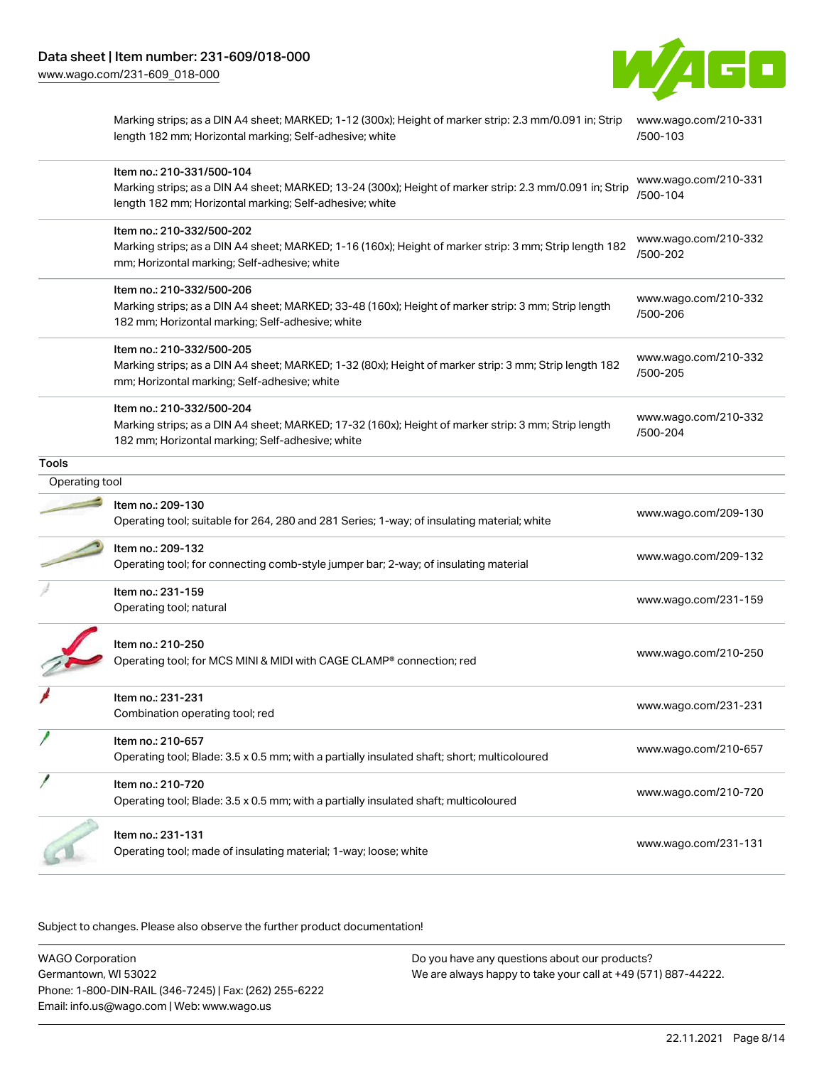| | | |
|---|---|---|
| | Marking strips; as a DIN A4 sheet; MARKED; 1-12 (300x); Height of marker strip: 2.3 mm/0.091 in; Strip length 182 mm; Horizontal marking; Self-adhesive; white | www.wago.com/210-331/500-103 |
| | Item no.: 210-331/500-104<br>Marking strips; as a DIN A4 sheet; MARKED; 13-24 (300x); Height of marker strip: 2.3 mm/0.091 in; Strip length 182 mm; Horizontal marking; Self-adhesive; white | www.wago.com/210-331/500-104 |
| | Item no.: 210-332/500-202<br>Marking strips; as a DIN A4 sheet; MARKED; 1-16 (160x); Height of marker strip: 3 mm; Strip length 182 mm; Horizontal marking; Self-adhesive; white | www.wago.com/210-332/500-202 |
| | Item no.: 210-332/500-206<br>Marking strips; as a DIN A4 sheet; MARKED; 33-48 (160x); Height of marker strip: 3 mm; Strip length 182 mm; Horizontal marking; Self-adhesive; white | www.wago.com/210-332/500-206 |
| | Item no.: 210-332/500-205<br>Marking strips; as a DIN A4 sheet; MARKED; 1-32 (80x); Height of marker strip: 3 mm; Strip length 182 mm; Horizontal marking; Self-adhesive; white | www.wago.com/210-332/500-205 |
| | Item no.: 210-332/500-204<br>Marking strips; as a DIN A4 sheet; MARKED; 17-32 (160x); Height of marker strip: 3 mm; Strip length 182 mm; Horizontal marking; Self-adhesive; white | www.wago.com/210-332/500-204 |

## Tools

### Operating tool

| | | |
|---|---|---|
| | Item no.: 209-130<br>Operating tool; suitable for 264, 280 and 281 Series; 1-way; of insulating material; white | www.wago.com/209-130 |
| | Item no.: 209-132<br>Operating tool; for connecting comb-style jumper bar; 2-way; of insulating material | www.wago.com/209-132 |
| | Item no.: 231-159<br>Operating tool; natural | www.wago.com/231-159 |
| | Item no.: 210-250<br>Operating tool; for MCS MINI & MIDI with CAGE CLAMP® connection; red | www.wago.com/210-250 |
| | Item no.: 231-231<br>Combination operating tool; red | www.wago.com/231-231 |
| | Item no.: 210-657<br>Operating tool; Blade: 3.5 x 0.5 mm; with a partially insulated shaft; short; multicoloured | www.wago.com/210-657 |
| | Item no.: 210-720<br>Operating tool; Blade: 3.5 x 0.5 mm; with a partially insulated shaft; multicoloured | www.wago.com/210-720 |
| | Item no.: 231-131<br>Operating tool; made of insulating material; 1-way; loose; white | www.wago.com/231-131 |

Subject to changes. Please also observe the further product documentation!

WAGO Corporation
Germantown, WI 53022
Phone: 1-800-DIN-RAIL (346-7245) | Fax: (262) 255-6222
Email: info.us@wago.com | Web: www.wago.us

Do you have any questions about our products?
We are always happy to take your call at +49 (571) 887-44222.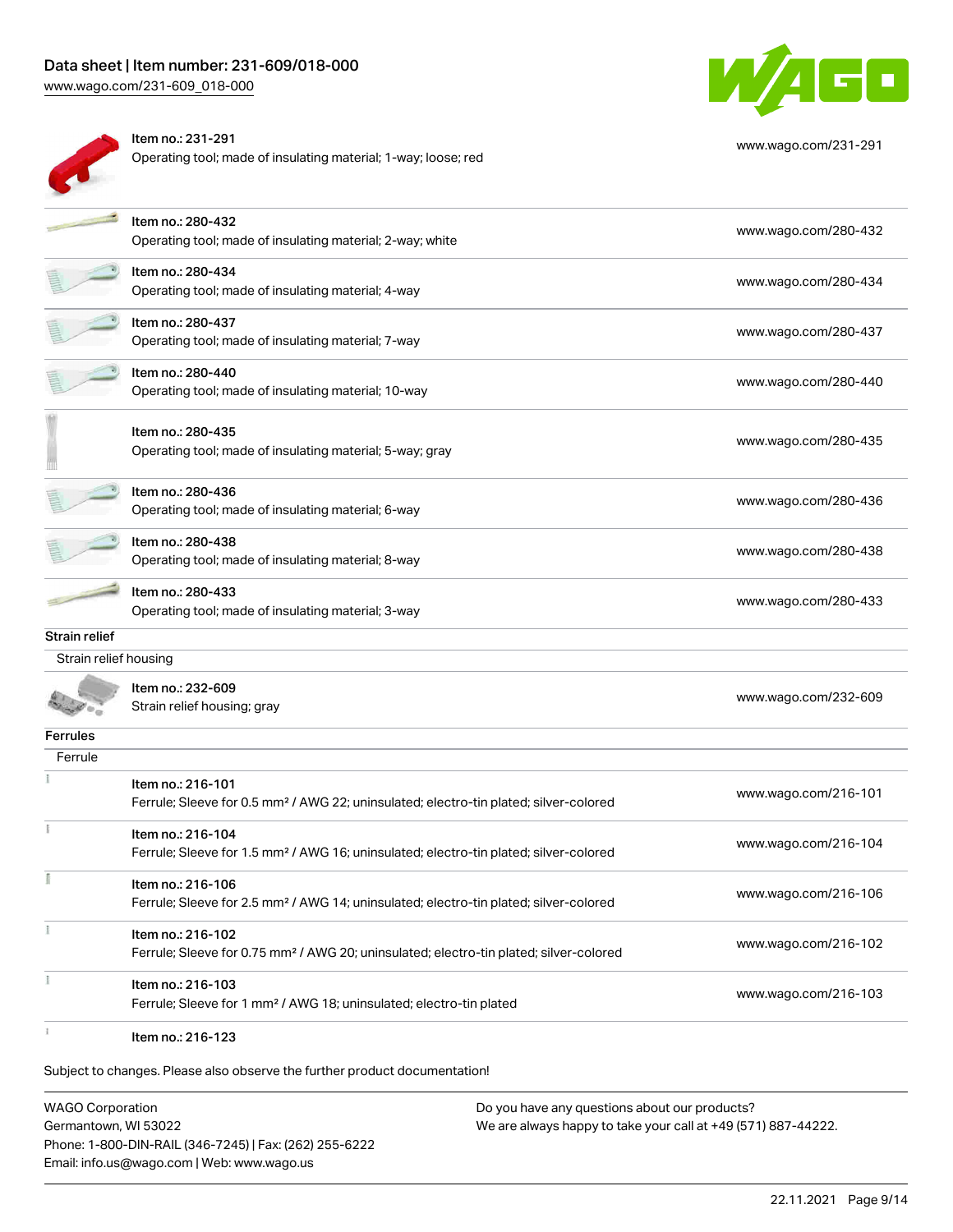| Item | URL |
| --- | --- |
| Item no.: 231-291<br>Operating tool; made of insulating material; 1-way; loose; red | www.wago.com/231-291 |
| Item no.: 280-432<br>Operating tool; made of insulating material; 2-way; white | www.wago.com/280-432 |
| Item no.: 280-434<br>Operating tool; made of insulating material; 4-way | www.wago.com/280-434 |
| Item no.: 280-437<br>Operating tool; made of insulating material; 7-way | www.wago.com/280-437 |
| Item no.: 280-440<br>Operating tool; made of insulating material; 10-way | www.wago.com/280-440 |
| Item no.: 280-435<br>Operating tool; made of insulating material; 5-way; gray | www.wago.com/280-435 |
| Item no.: 280-436<br>Operating tool; made of insulating material; 6-way | www.wago.com/280-436 |
| Item no.: 280-438<br>Operating tool; made of insulating material; 8-way | www.wago.com/280-438 |
| Item no.: 280-433<br>Operating tool; made of insulating material; 3-way | www.wago.com/280-433 |

**Strain relief**

Strain relief housing

| Item | URL |
| --- | --- |
| Item no.: 232-609<br>Strain relief housing; gray | www.wago.com/232-609 |

**Ferrules**

Ferrule

| Item | URL |
| --- | --- |
| Item no.: 216-101<br>Ferrule; Sleeve for 0.5 mm² / AWG 22; uninsulated; electro-tin plated; silver-colored | www.wago.com/216-101 |
| Item no.: 216-104<br>Ferrule; Sleeve for 1.5 mm² / AWG 16; uninsulated; electro-tin plated; silver-colored | www.wago.com/216-104 |
| Item no.: 216-106<br>Ferrule; Sleeve for 2.5 mm² / AWG 14; uninsulated; electro-tin plated; silver-colored | www.wago.com/216-106 |
| Item no.: 216-102<br>Ferrule; Sleeve for 0.75 mm² / AWG 20; uninsulated; electro-tin plated; silver-colored | www.wago.com/216-102 |
| Item no.: 216-103<br>Ferrule; Sleeve for 1 mm² / AWG 18; uninsulated; electro-tin plated | www.wago.com/216-103 |
| Item no.: 216-123 | |

Subject to changes. Please also observe the further product documentation!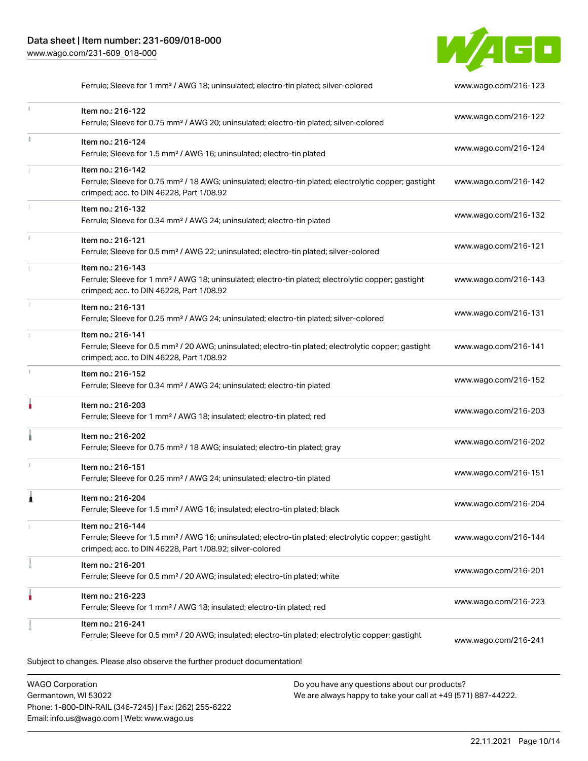| Item | Link |
| --- | --- |
| Ferrule; Sleeve for 1 mm² / AWG 18; uninsulated; electro-tin plated; silver-colored | www.wago.com/216-123 |
| Item no.: 216-122<br>Ferrule; Sleeve for 0.75 mm² / AWG 20; uninsulated; electro-tin plated; silver-colored | www.wago.com/216-122 |
| Item no.: 216-124<br>Ferrule; Sleeve for 1.5 mm² / AWG 16; uninsulated; electro-tin plated | www.wago.com/216-124 |
| Item no.: 216-142<br>Ferrule; Sleeve for 0.75 mm² / 18 AWG; uninsulated; electro-tin plated; electrolytic copper; gastight crimped; acc. to DIN 46228, Part 1/08.92 | www.wago.com/216-142 |
| Item no.: 216-132<br>Ferrule; Sleeve for 0.34 mm² / AWG 24; uninsulated; electro-tin plated | www.wago.com/216-132 |
| Item no.: 216-121<br>Ferrule; Sleeve for 0.5 mm² / AWG 22; uninsulated; electro-tin plated; silver-colored | www.wago.com/216-121 |
| Item no.: 216-143<br>Ferrule; Sleeve for 1 mm² / AWG 18; uninsulated; electro-tin plated; electrolytic copper; gastight crimped; acc. to DIN 46228, Part 1/08.92 | www.wago.com/216-143 |
| Item no.: 216-131<br>Ferrule; Sleeve for 0.25 mm² / AWG 24; uninsulated; electro-tin plated; silver-colored | www.wago.com/216-131 |
| Item no.: 216-141<br>Ferrule; Sleeve for 0.5 mm² / 20 AWG; uninsulated; electro-tin plated; electrolytic copper; gastight crimped; acc. to DIN 46228, Part 1/08.92 | www.wago.com/216-141 |
| Item no.: 216-152<br>Ferrule; Sleeve for 0.34 mm² / AWG 24; uninsulated; electro-tin plated | www.wago.com/216-152 |
| Item no.: 216-203<br>Ferrule; Sleeve for 1 mm² / AWG 18; insulated; electro-tin plated; red | www.wago.com/216-203 |
| Item no.: 216-202<br>Ferrule; Sleeve for 0.75 mm² / 18 AWG; insulated; electro-tin plated; gray | www.wago.com/216-202 |
| Item no.: 216-151<br>Ferrule; Sleeve for 0.25 mm² / AWG 24; uninsulated; electro-tin plated | www.wago.com/216-151 |
| Item no.: 216-204<br>Ferrule; Sleeve for 1.5 mm² / AWG 16; insulated; electro-tin plated; black | www.wago.com/216-204 |
| Item no.: 216-144<br>Ferrule; Sleeve for 1.5 mm² / AWG 16; uninsulated; electro-tin plated; electrolytic copper; gastight crimped; acc. to DIN 46228, Part 1/08.92; silver-colored | www.wago.com/216-144 |
| Item no.: 216-201<br>Ferrule; Sleeve for 0.5 mm² / 20 AWG; insulated; electro-tin plated; white | www.wago.com/216-201 |
| Item no.: 216-223<br>Ferrule; Sleeve for 1 mm² / AWG 18; insulated; electro-tin plated; red | www.wago.com/216-223 |
| Item no.: 216-241<br>Ferrule; Sleeve for 0.5 mm² / 20 AWG; insulated; electro-tin plated; electrolytic copper; gastight | www.wago.com/216-241 |

Subject to changes. Please also observe the further product documentation!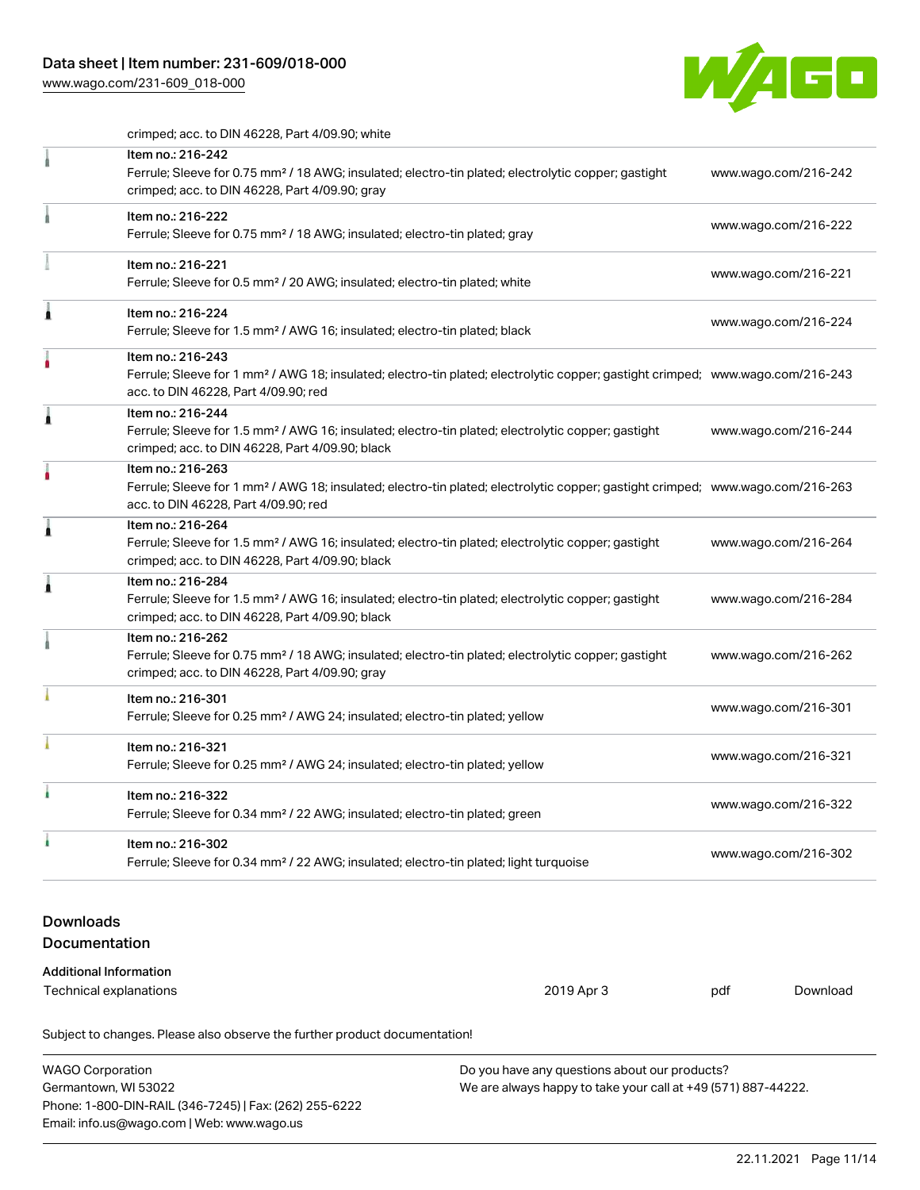crimped; acc. to DIN 46228, Part 4/09.90; white

| | | |
|---|---|---|
| | Item no.: 216-242<br>Ferrule; Sleeve for 0.75 mm² / 18 AWG; insulated; electro-tin plated; electrolytic copper; gastight crimped; acc. to DIN 46228, Part 4/09.90; gray | www.wago.com/216-242 |
| | Item no.: 216-222<br>Ferrule; Sleeve for 0.75 mm² / 18 AWG; insulated; electro-tin plated; gray | www.wago.com/216-222 |
| | Item no.: 216-221<br>Ferrule; Sleeve for 0.5 mm² / 20 AWG; insulated; electro-tin plated; white | www.wago.com/216-221 |
| | Item no.: 216-224<br>Ferrule; Sleeve for 1.5 mm² / AWG 16; insulated; electro-tin plated; black | www.wago.com/216-224 |
| | Item no.: 216-243<br>Ferrule; Sleeve for 1 mm² / AWG 18; insulated; electro-tin plated; electrolytic copper; gastight crimped; acc. to DIN 46228, Part 4/09.90; red | www.wago.com/216-243 |
| | Item no.: 216-244<br>Ferrule; Sleeve for 1.5 mm² / AWG 16; insulated; electro-tin plated; electrolytic copper; gastight crimped; acc. to DIN 46228, Part 4/09.90; black | www.wago.com/216-244 |
| | Item no.: 216-263<br>Ferrule; Sleeve for 1 mm² / AWG 18; insulated; electro-tin plated; electrolytic copper; gastight crimped; acc. to DIN 46228, Part 4/09.90; red | www.wago.com/216-263 |
| | Item no.: 216-264<br>Ferrule; Sleeve for 1.5 mm² / AWG 16; insulated; electro-tin plated; electrolytic copper; gastight crimped; acc. to DIN 46228, Part 4/09.90; black | www.wago.com/216-264 |
| | Item no.: 216-284<br>Ferrule; Sleeve for 1.5 mm² / AWG 16; insulated; electro-tin plated; electrolytic copper; gastight crimped; acc. to DIN 46228, Part 4/09.90; black | www.wago.com/216-284 |
| | Item no.: 216-262<br>Ferrule; Sleeve for 0.75 mm² / 18 AWG; insulated; electro-tin plated; electrolytic copper; gastight crimped; acc. to DIN 46228, Part 4/09.90; gray | www.wago.com/216-262 |
| | Item no.: 216-301<br>Ferrule; Sleeve for 0.25 mm² / AWG 24; insulated; electro-tin plated; yellow | www.wago.com/216-301 |
| | Item no.: 216-321<br>Ferrule; Sleeve for 0.25 mm² / AWG 24; insulated; electro-tin plated; yellow | www.wago.com/216-321 |
| | Item no.: 216-322<br>Ferrule; Sleeve for 0.34 mm² / 22 AWG; insulated; electro-tin plated; green | www.wago.com/216-322 |
| | Item no.: 216-302<br>Ferrule; Sleeve for 0.34 mm² / 22 AWG; insulated; electro-tin plated; light turquoise | www.wago.com/216-302 |

## Downloads

### Documentation

**Additional Information**

| | | | |
|---|---|---|---|
| Technical explanations | 2019 Apr 3 | pdf | Download |

Subject to changes. Please also observe the further product documentation!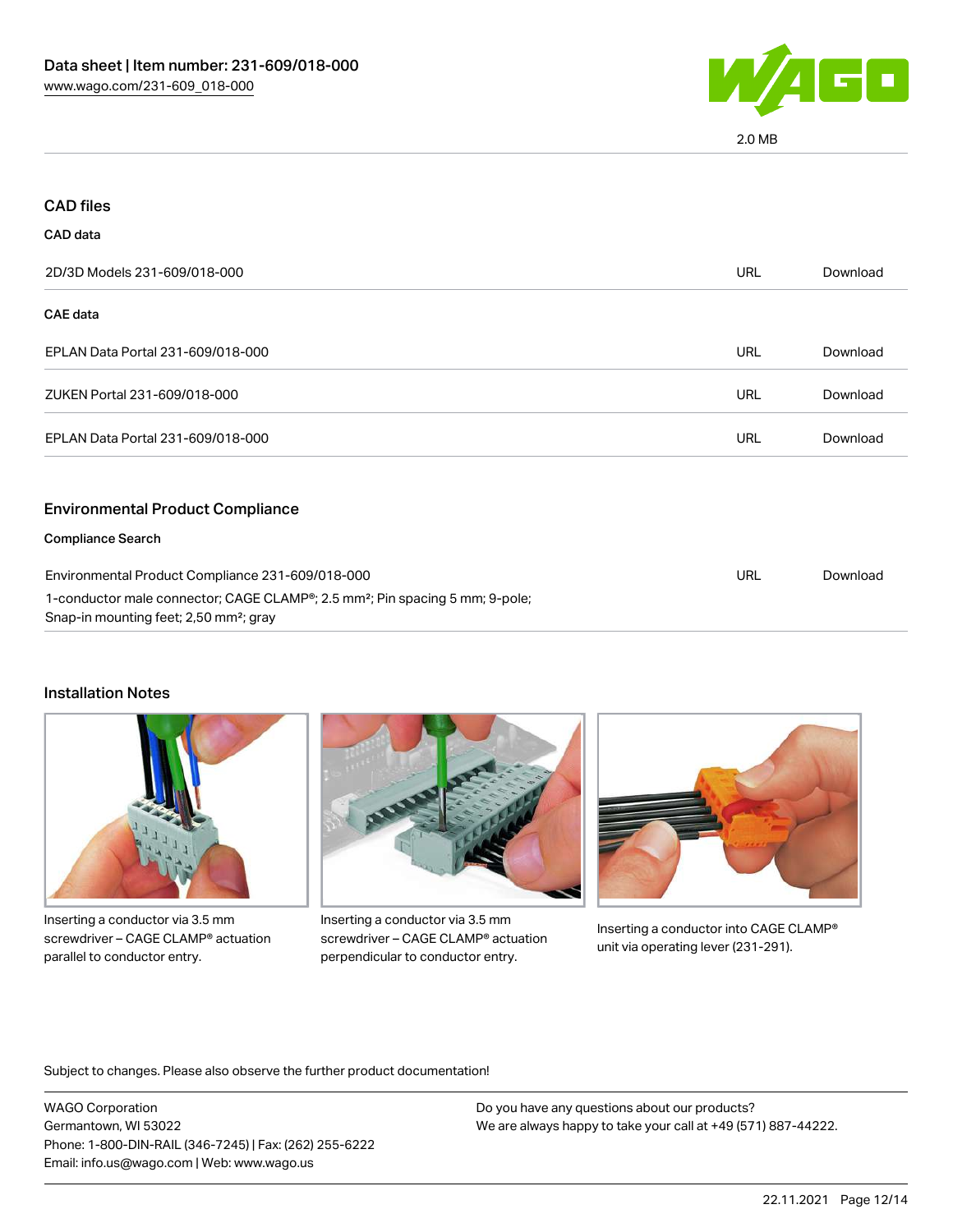2.0 MB

## CAD files

### CAD data

| | | |
|---|---|---|
| 2D/3D Models 231-609/018-000 | URL | Download |

### CAE data

| | | |
|---|---|---|
| EPLAN Data Portal 231-609/018-000 | URL | Download |
| ZUKEN Portal 231-609/018-000 | URL | Download |
| EPLAN Data Portal 231-609/018-000 | URL | Download |

## Environmental Product Compliance

### Compliance Search

| | | |
|---|---|---|
| Environmental Product Compliance 231-609/018-000<br>1-conductor male connector; CAGE CLAMP®; 2.5 mm²; Pin spacing 5 mm; 9-pole; Snap-in mounting feet; 2,50 mm²; gray | URL | Download |

## Installation Notes

Inserting a conductor via 3.5 mm screwdriver – CAGE CLAMP® actuation parallel to conductor entry.

Inserting a conductor via 3.5 mm screwdriver – CAGE CLAMP® actuation perpendicular to conductor entry.

Inserting a conductor into CAGE CLAMP® unit via operating lever (231-291).

Subject to changes. Please also observe the further product documentation!

WAGO Corporation
Germantown, WI 53022
Phone: 1-800-DIN-RAIL (346-7245) | Fax: (262) 255-6222
Email: info.us@wago.com | Web: www.wago.us

Do you have any questions about our products?
We are always happy to take your call at +49 (571) 887-44222.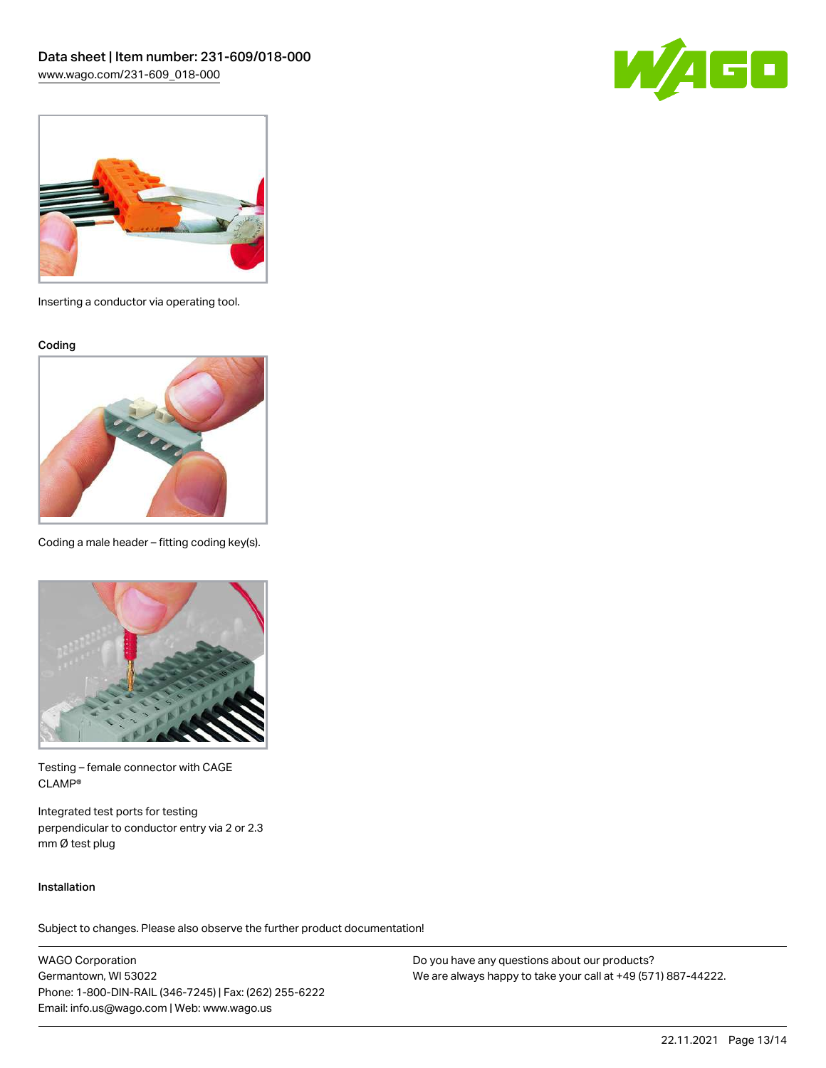Inserting a conductor via operating tool.

### Coding

Coding a male header – fitting coding key(s).

Testing – female connector with CAGE CLAMP®

Integrated test ports for testing perpendicular to conductor entry via 2 or 2.3 mm Ø test plug

### Installation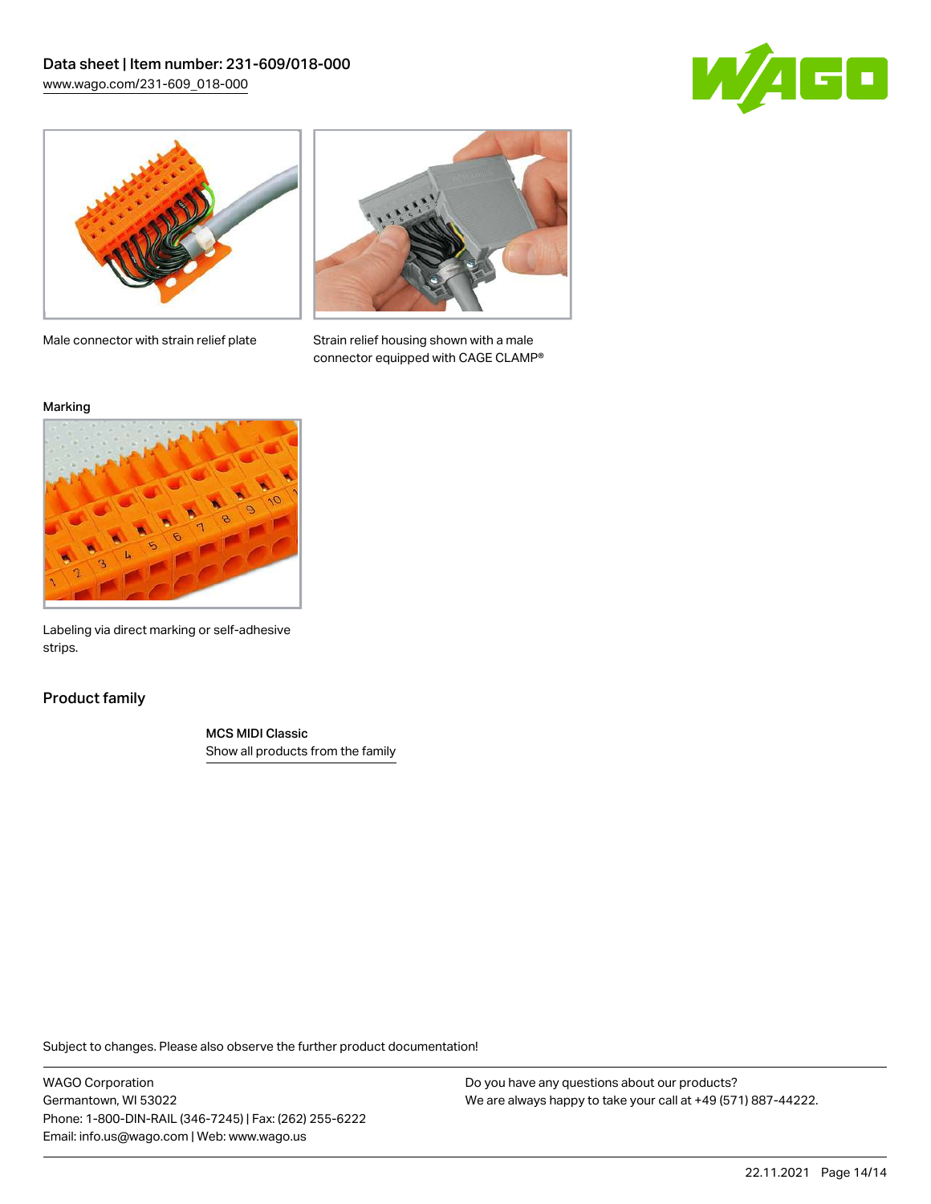Male connector with strain relief plate

Strain relief housing shown with a male connector equipped with CAGE CLAMP®

Marking

Labeling via direct marking or self-adhesive strips.

## Product family

MCS MIDI Classic
Show all products from the family

Subject to changes. Please also observe the further product documentation!

WAGO Corporation
Germantown, WI 53022
Phone: 1-800-DIN-RAIL (346-7245) | Fax: (262) 255-6222
Email: info.us@wago.com | Web: www.wago.us

Do you have any questions about our products?
We are always happy to take your call at +49 (571) 887-44222.